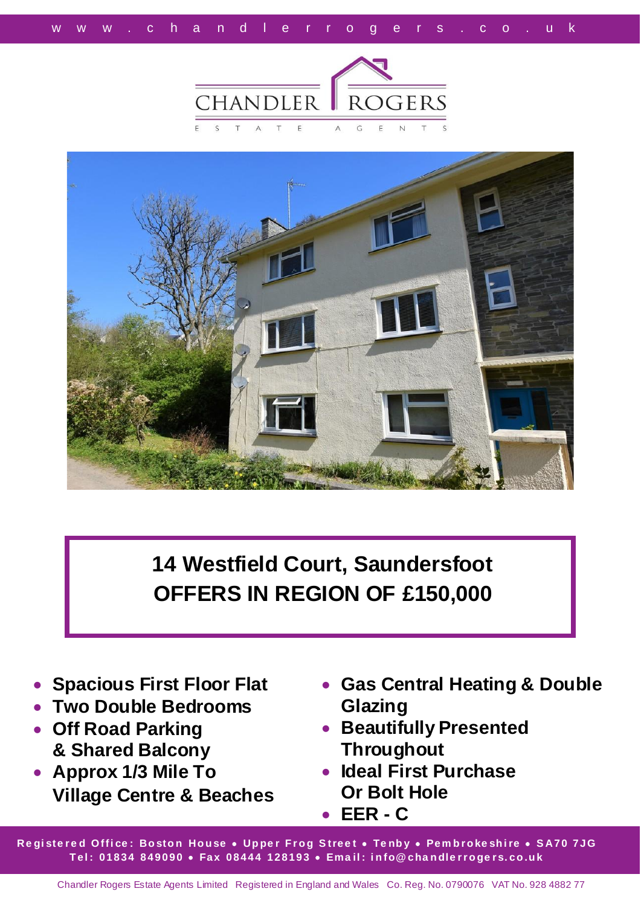www.chandlerrogers.co.uk

CHANDLER ROGERS

ESTATE AGENTS

# 14 Westfield Court, Saundersfoot
## OFFERS IN REGION OF £150,000

- **Spacious First Floor Flat**
- **Two Double Bedrooms**
- **Off Road Parking & Shared Balcony**
- **Approx 1/3 Mile To Village Centre & Beaches**
- **Gas Central Heating & Double Glazing**
- **Beautifully Presented Throughout**
- **Ideal First Purchase Or Bolt Hole**
- **EER - C**

Registered Office: Boston House • Upper Frog Street • Tenby • Pembrokeshire • SA70 7JG
Tel: 01834 849090 • Fax 08444 128193 • Email: info@chandlerrogers.co.uk

Chandler Rogers Estate Agents Limited Registered in England and Wales Co. Reg. No. 0790076 VAT No. 928 4882 77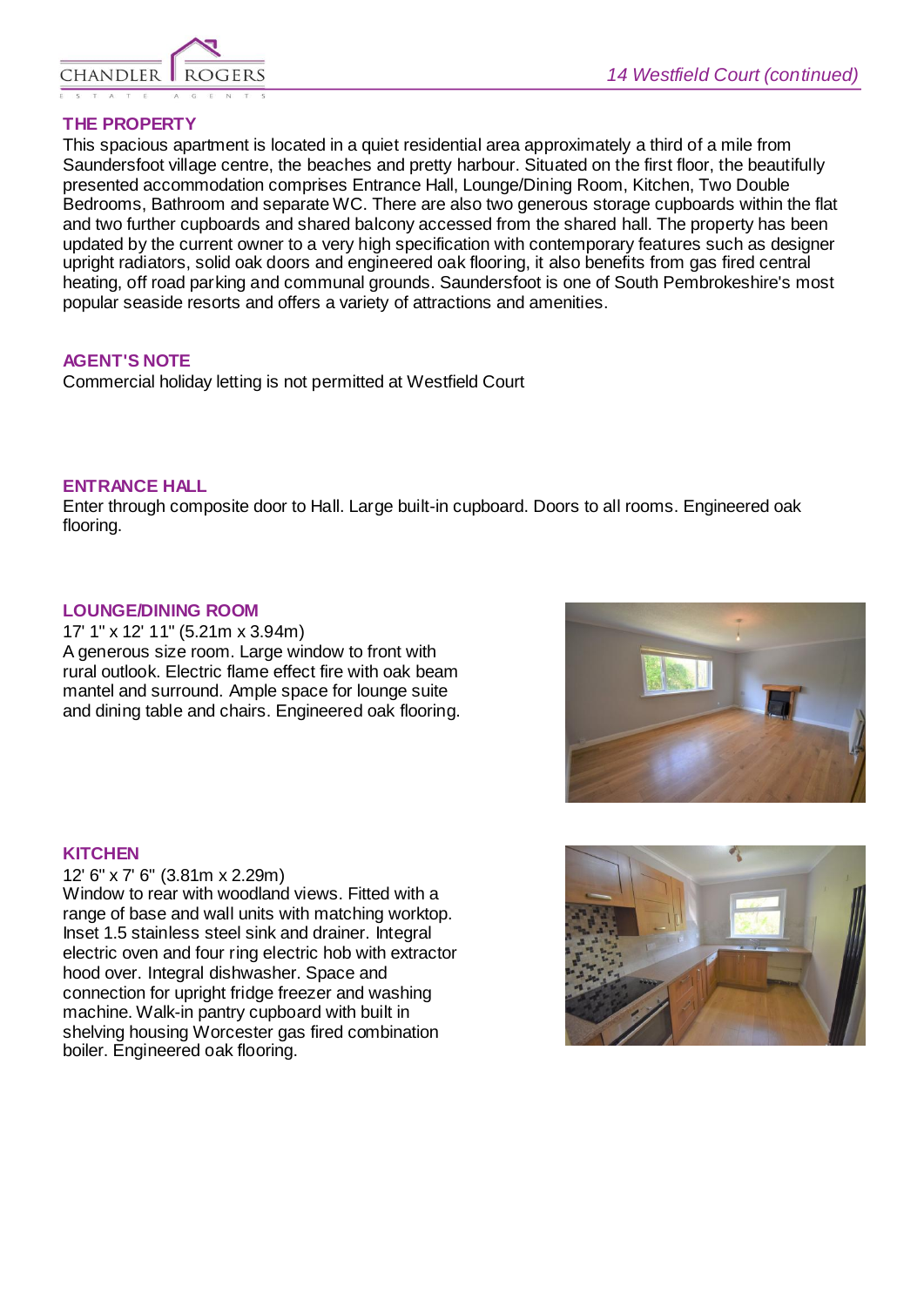## THE PROPERTY

This spacious apartment is located in a quiet residential area approximately a third of a mile from Saundersfoot village centre, the beaches and pretty harbour. Situated on the first floor, the beautifully presented accommodation comprises Entrance Hall, Lounge/Dining Room, Kitchen, Two Double Bedrooms, Bathroom and separate WC. There are also two generous storage cupboards within the flat and two further cupboards and shared balcony accessed from the shared hall. The property has been updated by the current owner to a very high specification with contemporary features such as designer upright radiators, solid oak doors and engineered oak flooring, it also benefits from gas fired central heating, off road parking and communal grounds. Saundersfoot is one of South Pembrokeshire's most popular seaside resorts and offers a variety of attractions and amenities.

## AGENT'S NOTE

Commercial holiday letting is not permitted at Westfield Court

## ENTRANCE HALL

Enter through composite door to Hall. Large built-in cupboard. Doors to all rooms. Engineered oak flooring.

## LOUNGE/DINING ROOM

17' 1" x 12' 11" (5.21m x 3.94m)
A generous size room. Large window to front with rural outlook. Electric flame effect fire with oak beam mantel and surround. Ample space for lounge suite and dining table and chairs. Engineered oak flooring.

## KITCHEN

12' 6" x 7' 6" (3.81m x 2.29m)
Window to rear with woodland views. Fitted with a range of base and wall units with matching worktop. Inset 1.5 stainless steel sink and drainer. Integral electric oven and four ring electric hob with extractor hood over. Integral dishwasher. Space and connection for upright fridge freezer and washing machine. Walk-in pantry cupboard with built in shelving housing Worcester gas fired combination boiler. Engineered oak flooring.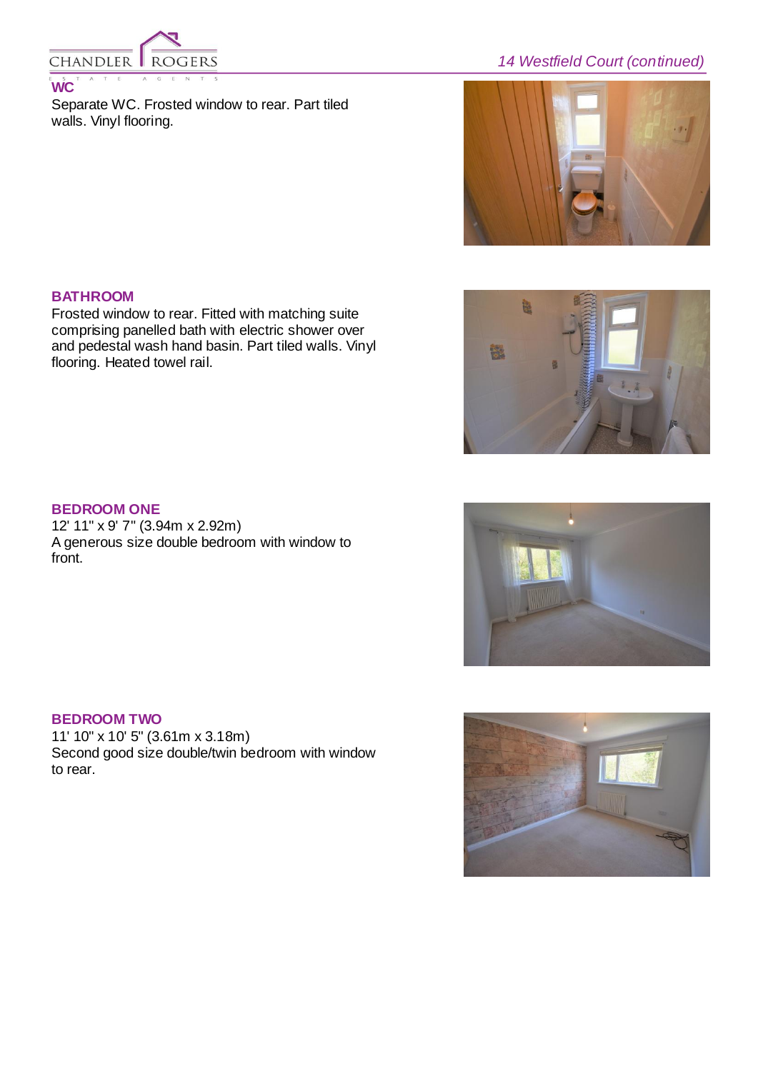## WC

Separate WC. Frosted window to rear. Part tiled walls. Vinyl flooring.

## BATHROOM

Frosted window to rear. Fitted with matching suite comprising panelled bath with electric shower over and pedestal wash hand basin. Part tiled walls. Vinyl flooring. Heated towel rail.

## BEDROOM ONE

12' 11" x 9' 7" (3.94m x 2.92m)
A generous size double bedroom with window to front.

## BEDROOM TWO

11' 10" x 10' 5" (3.61m x 3.18m)
Second good size double/twin bedroom with window to rear.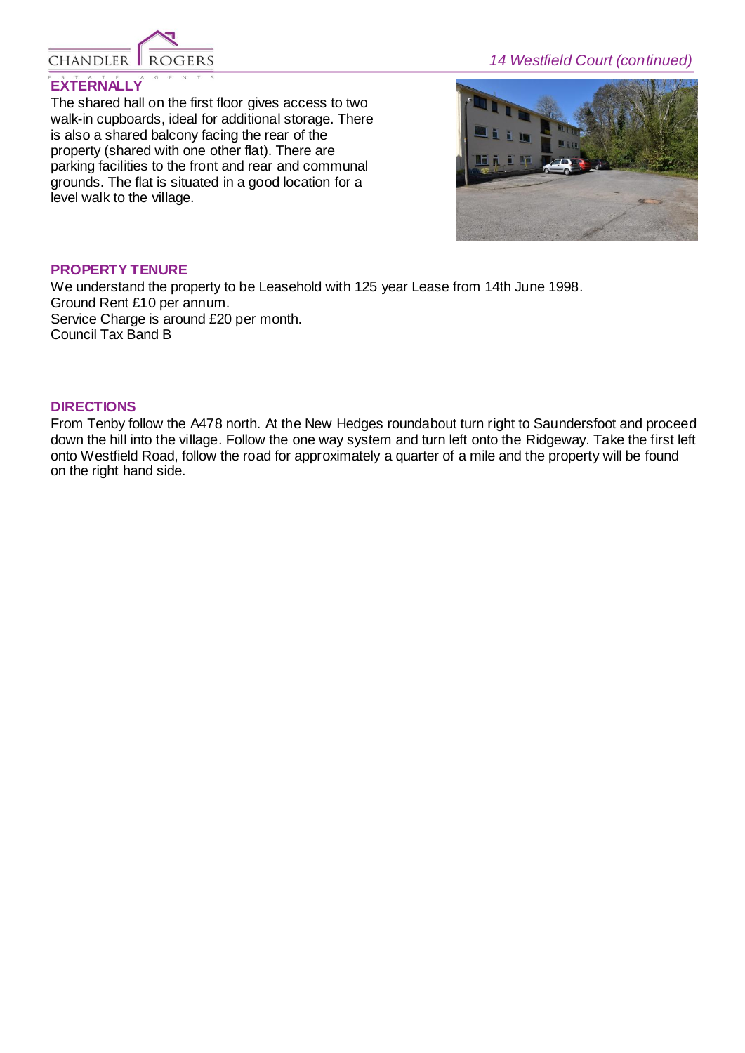## EXTERNALLY

The shared hall on the first floor gives access to two walk-in cupboards, ideal for additional storage. There is also a shared balcony facing the rear of the property (shared with one other flat). There are parking facilities to the front and rear and communal grounds. The flat is situated in a good location for a level walk to the village.

## PROPERTY TENURE

We understand the property to be Leasehold with 125 year Lease from 14th June 1998.
Ground Rent £10 per annum.
Service Charge is around £20 per month.
Council Tax Band B

## DIRECTIONS

From Tenby follow the A478 north. At the New Hedges roundabout turn right to Saundersfoot and proceed down the hill into the village. Follow the one way system and turn left onto the Ridgeway. Take the first left onto Westfield Road, follow the road for approximately a quarter of a mile and the property will be found on the right hand side.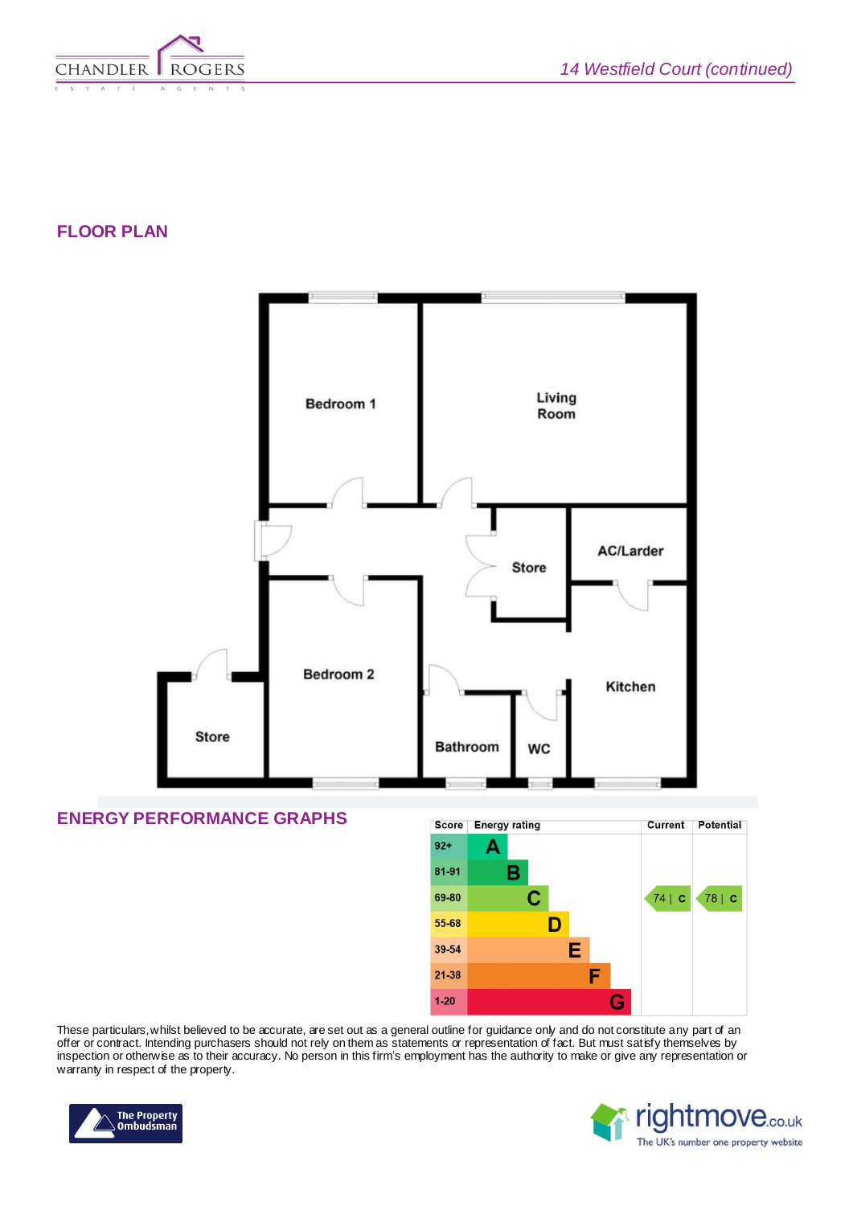## FLOOR PLAN

Bedroom 1

Living Room

Store

AC/Larder

Bedroom 2

Kitchen

Store

Bathroom

WC

## ENERGY PERFORMANCE GRAPHS

Score | Energy rating | Current | Potential

92+ A

81-91 B

69-80 C

55-68 D

39-54 E

21-38 F

1-20 G

74 | C

78 | C

These particulars, whilst believed to be accurate, are set out as a general outline for guidance only and do not constitute any part of an offer or contract. Intending purchasers should not rely on them as statements or representation of fact. But must satisfy themselves by inspection or otherwise as to their accuracy. No person in this firm's employment has the authority to make or give any representation or warranty in respect of the property.

The Property Ombudsman

rightmove.co.uk The UK's number one property website